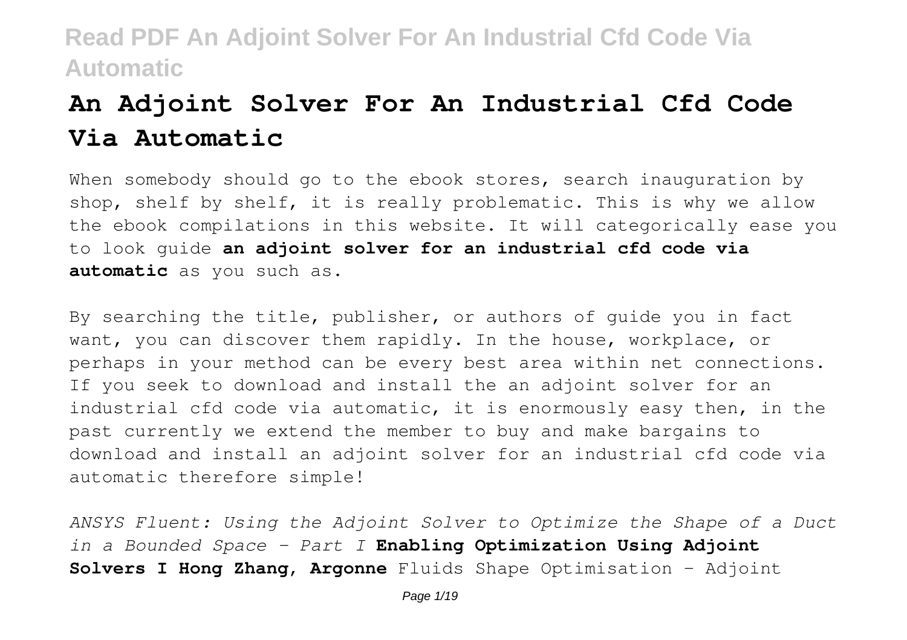# An Adjoint Solver For An Industrial Cfd Code Via Automatic

When somebody should go to the ebook stores, search inauguration by shop, shelf by shelf, it is really problematic. This is why we allow the ebook compilations in this website. It will categorically ease you to look guide **an adjoint solver for an industrial cfd code via automatic** as you such as.

By searching the title, publisher, or authors of guide you in fact want, you can discover them rapidly. In the house, workplace, or perhaps in your method can be every best area within net connections. If you seek to download and install the an adjoint solver for an industrial cfd code via automatic, it is enormously easy then, in the past currently we extend the member to buy and make bargains to download and install an adjoint solver for an industrial cfd code via automatic therefore simple!

*ANSYS Fluent: Using the Adjoint Solver to Optimize the Shape of a Duct in a Bounded Space - Part I* **Enabling Optimization Using Adjoint Solvers I Hong Zhang, Argonne** Fluids Shape Optimisation - Adjoint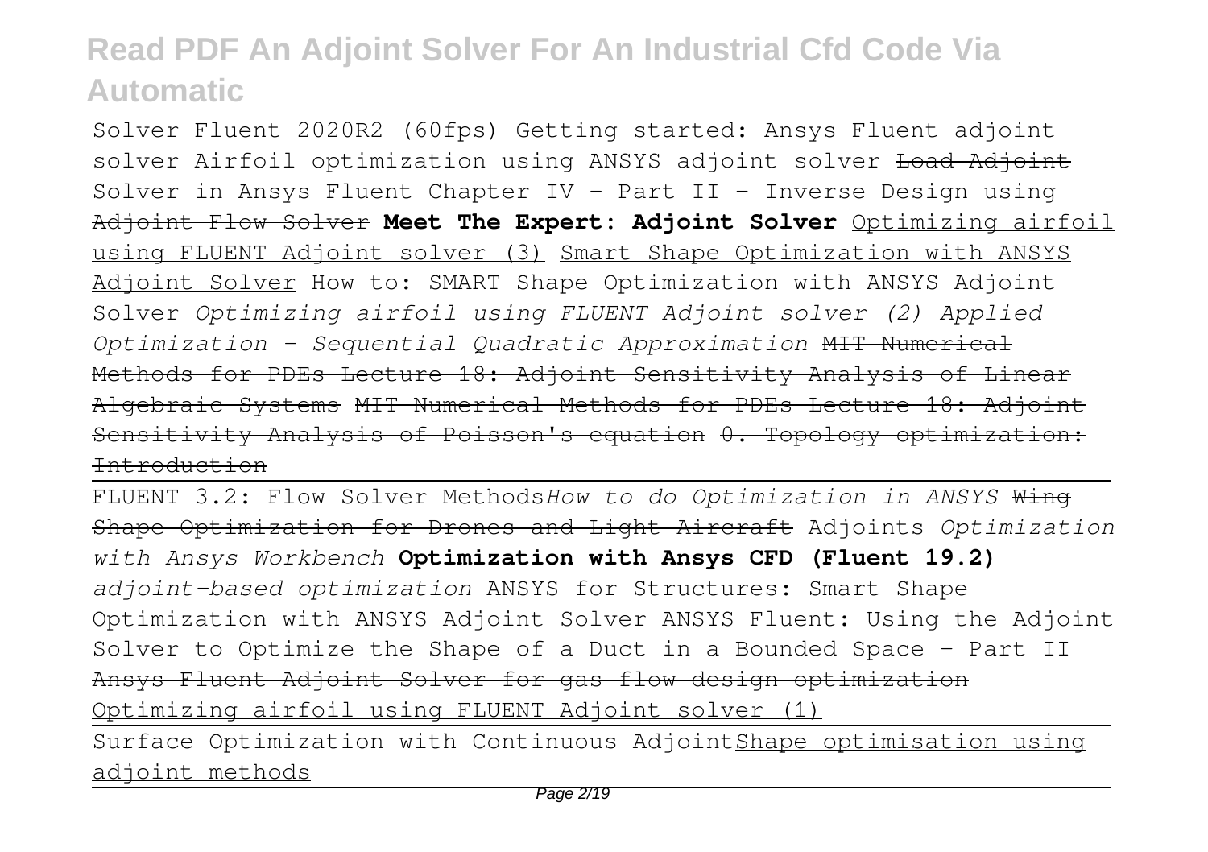Solver Fluent 2020R2 (60fps) Getting started: Ansys Fluent adjoint solver Airfoil optimization using ANSYS adjoint solver ~~Load Adjoint Solver in Ansys Fluent~~ ~~Chapter IV - Part II - Inverse Design using Adjoint Flow Solver~~ **Meet The Expert: Adjoint Solver** Optimizing airfoil using FLUENT Adjoint solver (3) Smart Shape Optimization with ANSYS Adjoint Solver How to: SMART Shape Optimization with ANSYS Adjoint Solver *Optimizing airfoil using FLUENT Adjoint solver (2) Applied Optimization - Sequential Quadratic Approximation* ~~MIT Numerical Methods for PDEs Lecture 18: Adjoint Sensitivity Analysis of Linear Algebraic Systems~~ ~~MIT Numerical Methods for PDEs Lecture 18: Adjoint Sensitivity Analysis of Poisson's equation~~ ~~0. Topology optimization: Introduction~~

FLUENT 3.2: Flow Solver Methods*How to do Optimization in ANSYS* ~~Wing Shape Optimization for Drones and Light Aircraft~~ Adjoints *Optimization with Ansys Workbench* **Optimization with Ansys CFD (Fluent 19.2)** *adjoint-based optimization* ANSYS for Structures: Smart Shape Optimization with ANSYS Adjoint Solver ANSYS Fluent: Using the Adjoint Solver to Optimize the Shape of a Duct in a Bounded Space - Part II ~~Ansys Fluent Adjoint Solver for gas flow design optimization~~ Optimizing airfoil using FLUENT Adjoint solver (1)

Surface Optimization with Continuous AdjointShape optimisation using adjoint methods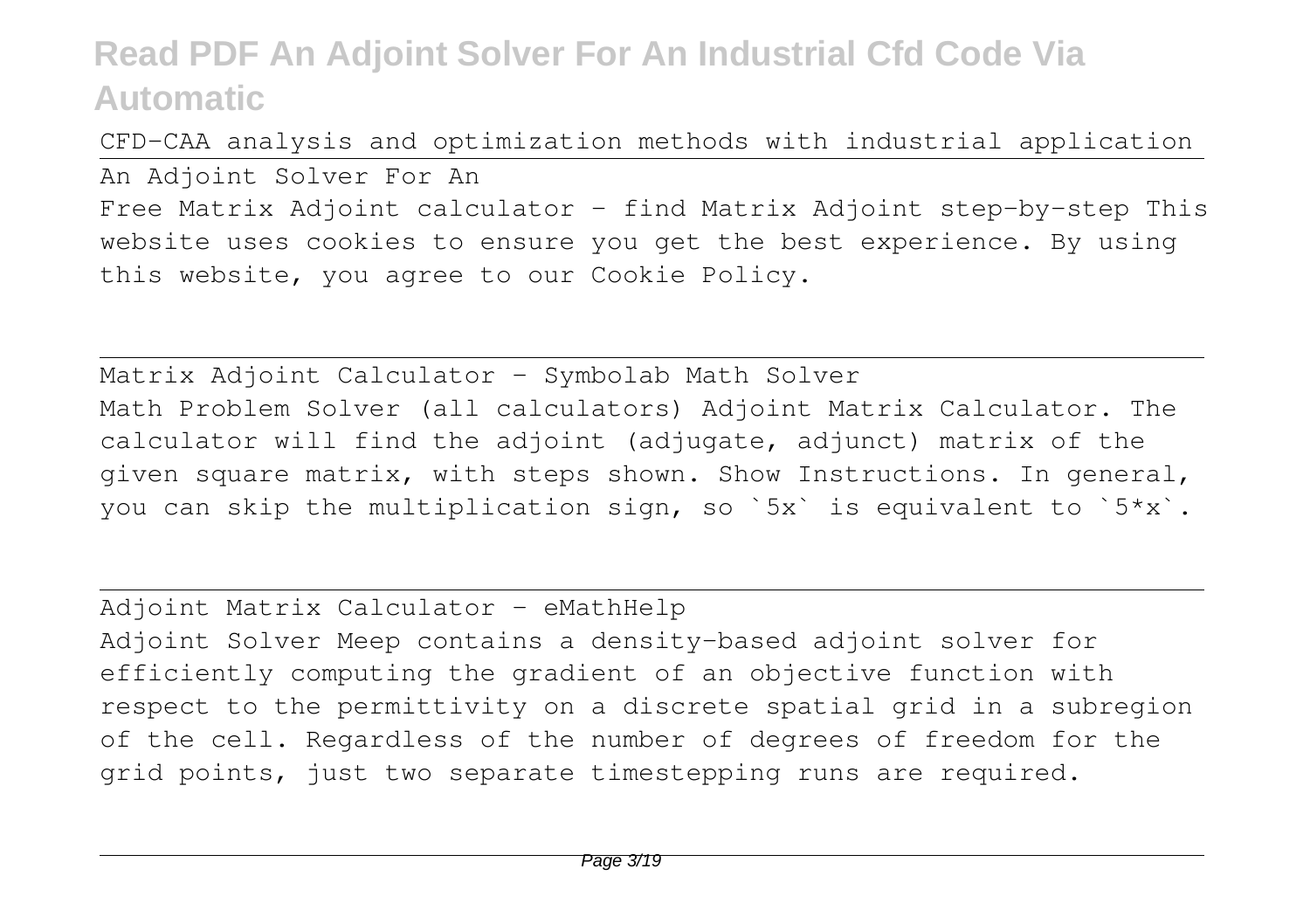CFD-CAA analysis and optimization methods with industrial application

An Adjoint Solver For An

Free Matrix Adjoint calculator - find Matrix Adjoint step-by-step This website uses cookies to ensure you get the best experience. By using this website, you agree to our Cookie Policy.

Matrix Adjoint Calculator - Symbolab Math Solver

Math Problem Solver (all calculators) Adjoint Matrix Calculator. The calculator will find the adjoint (adjugate, adjunct) matrix of the given square matrix, with steps shown. Show Instructions. In general, you can skip the multiplication sign, so `5x` is equivalent to `5*x`.

Adjoint Matrix Calculator - eMathHelp

Adjoint Solver Meep contains a density-based adjoint solver for efficiently computing the gradient of an objective function with respect to the permittivity on a discrete spatial grid in a subregion of the cell. Regardless of the number of degrees of freedom for the grid points, just two separate timestepping runs are required.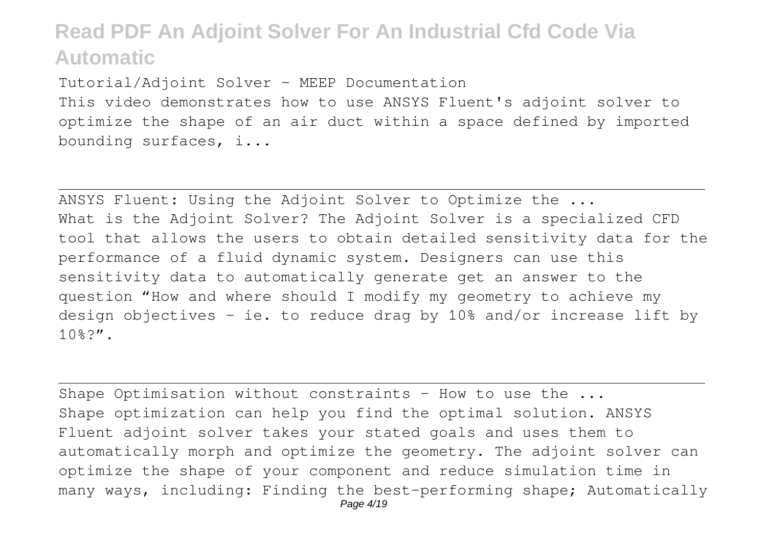Tutorial/Adjoint Solver - MEEP Documentation

This video demonstrates how to use ANSYS Fluent's adjoint solver to optimize the shape of an air duct within a space defined by imported bounding surfaces, i...

ANSYS Fluent: Using the Adjoint Solver to Optimize the ...

What is the Adjoint Solver? The Adjoint Solver is a specialized CFD tool that allows the users to obtain detailed sensitivity data for the performance of a fluid dynamic system. Designers can use this sensitivity data to automatically generate get an answer to the question "How and where should I modify my geometry to achieve my design objectives – ie. to reduce drag by 10% and/or increase lift by 10%?".

Shape Optimisation without constraints - How to use the ...

Shape optimization can help you find the optimal solution. ANSYS Fluent adjoint solver takes your stated goals and uses them to automatically morph and optimize the geometry. The adjoint solver can optimize the shape of your component and reduce simulation time in many ways, including: Finding the best-performing shape; Automatically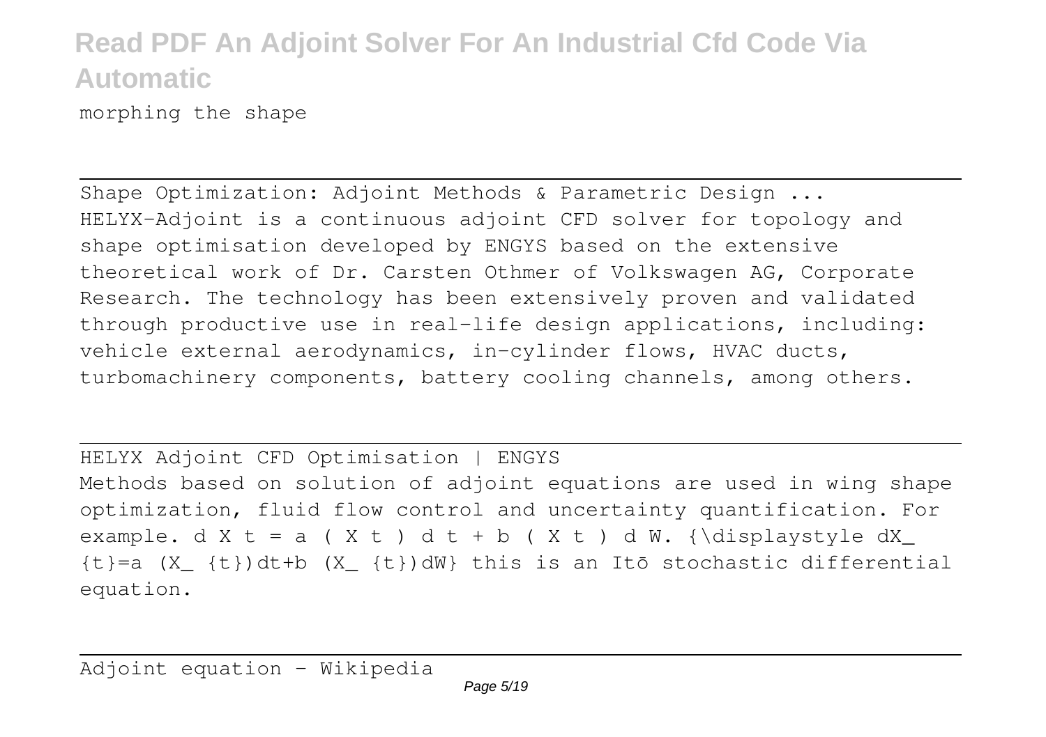morphing the shape

Shape Optimization: Adjoint Methods & Parametric Design ...
HELYX-Adjoint is a continuous adjoint CFD solver for topology and shape optimisation developed by ENGYS based on the extensive theoretical work of Dr. Carsten Othmer of Volkswagen AG, Corporate Research. The technology has been extensively proven and validated through productive use in real-life design applications, including: vehicle external aerodynamics, in-cylinder flows, HVAC ducts, turbomachinery components, battery cooling channels, among others.

HELYX Adjoint CFD Optimisation | ENGYS
Methods based on solution of adjoint equations are used in wing shape optimization, fluid flow control and uncertainty quantification. For example. $dX_{t}=a(X_{t})dt+b(X_{t})dW$ this is an Itō stochastic differential equation.

Adjoint equation - Wikipedia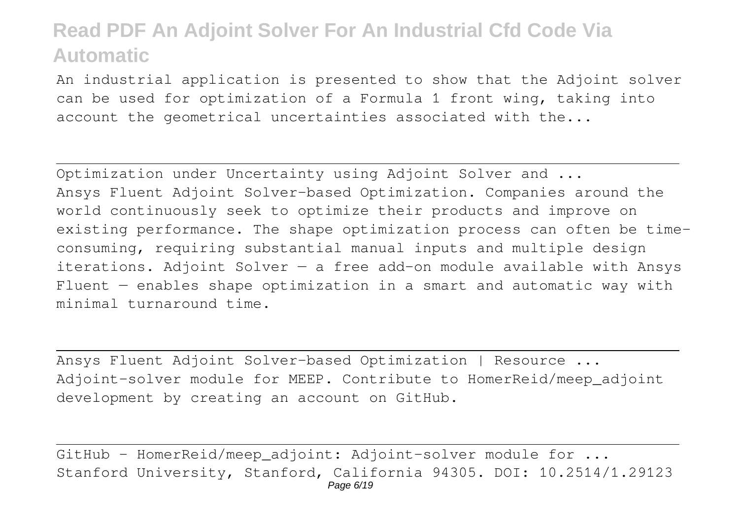An industrial application is presented to show that the Adjoint solver can be used for optimization of a Formula 1 front wing, taking into account the geometrical uncertainties associated with the...

Optimization under Uncertainty using Adjoint Solver and ...

Ansys Fluent Adjoint Solver-based Optimization. Companies around the world continuously seek to optimize their products and improve on existing performance. The shape optimization process can often be time-consuming, requiring substantial manual inputs and multiple design iterations. Adjoint Solver — a free add-on module available with Ansys Fluent — enables shape optimization in a smart and automatic way with minimal turnaround time.

Ansys Fluent Adjoint Solver-based Optimization | Resource ...

Adjoint-solver module for MEEP. Contribute to HomerReid/meep_adjoint development by creating an account on GitHub.

GitHub - HomerReid/meep_adjoint: Adjoint-solver module for ...

Stanford University, Stanford, California 94305. DOI: 10.2514/1.29123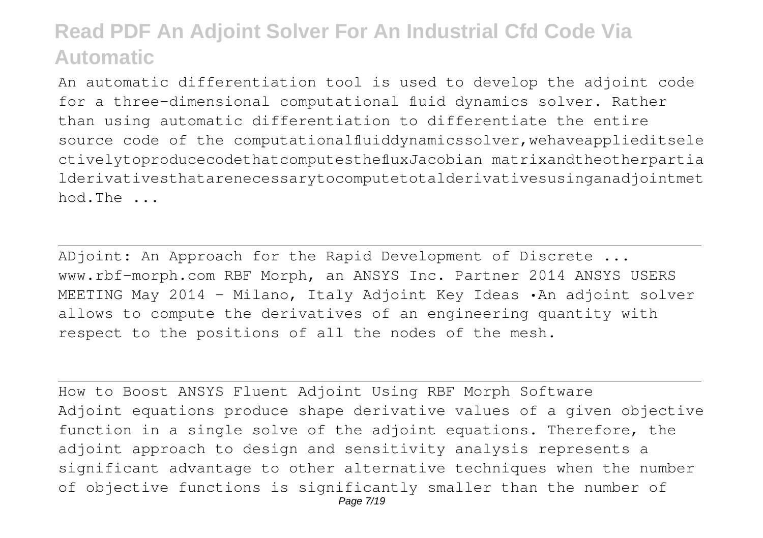An automatic differentiation tool is used to develop the adjoint code for a three-dimensional computational fluid dynamics solver. Rather than using automatic differentiation to differentiate the entire source code of the computationalfluiddynamicssolver,wehaveapplieditselectivelytoproducecodethatcomputesthefluxJacobian matrixandtheotherpartialderivativesthatarenecessarytocomputetotalderivativesusinganadjointmethod.The ...

ADjoint: An Approach for the Rapid Development of Discrete ...
www.rbf-morph.com RBF Morph, an ANSYS Inc. Partner 2014 ANSYS USERS MEETING May 2014 - Milano, Italy Adjoint Key Ideas •An adjoint solver allows to compute the derivatives of an engineering quantity with respect to the positions of all the nodes of the mesh.

How to Boost ANSYS Fluent Adjoint Using RBF Morph Software
Adjoint equations produce shape derivative values of a given objective function in a single solve of the adjoint equations. Therefore, the adjoint approach to design and sensitivity analysis represents a significant advantage to other alternative techniques when the number of objective functions is significantly smaller than the number of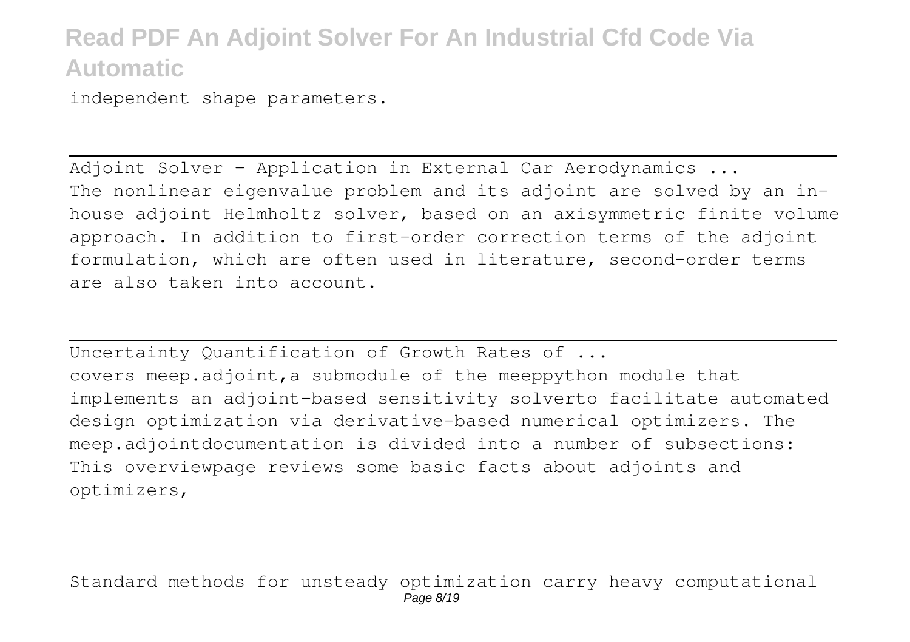independent shape parameters.

---

Adjoint Solver - Application in External Car Aerodynamics ...
The nonlinear eigenvalue problem and its adjoint are solved by an in-house adjoint Helmholtz solver, based on an axisymmetric finite volume approach. In addition to first-order correction terms of the adjoint formulation, which are often used in literature, second-order terms are also taken into account.

---

Uncertainty Quantification of Growth Rates of ...
covers meep.adjoint,a submodule of the meeppython module that implements an adjoint-based sensitivity solverto facilitate automated design optimization via derivative-based numerical optimizers. The meep.adjointdocumentation is divided into a number of subsections: This overviewpage reviews some basic facts about adjoints and optimizers,

Standard methods for unsteady optimization carry heavy computational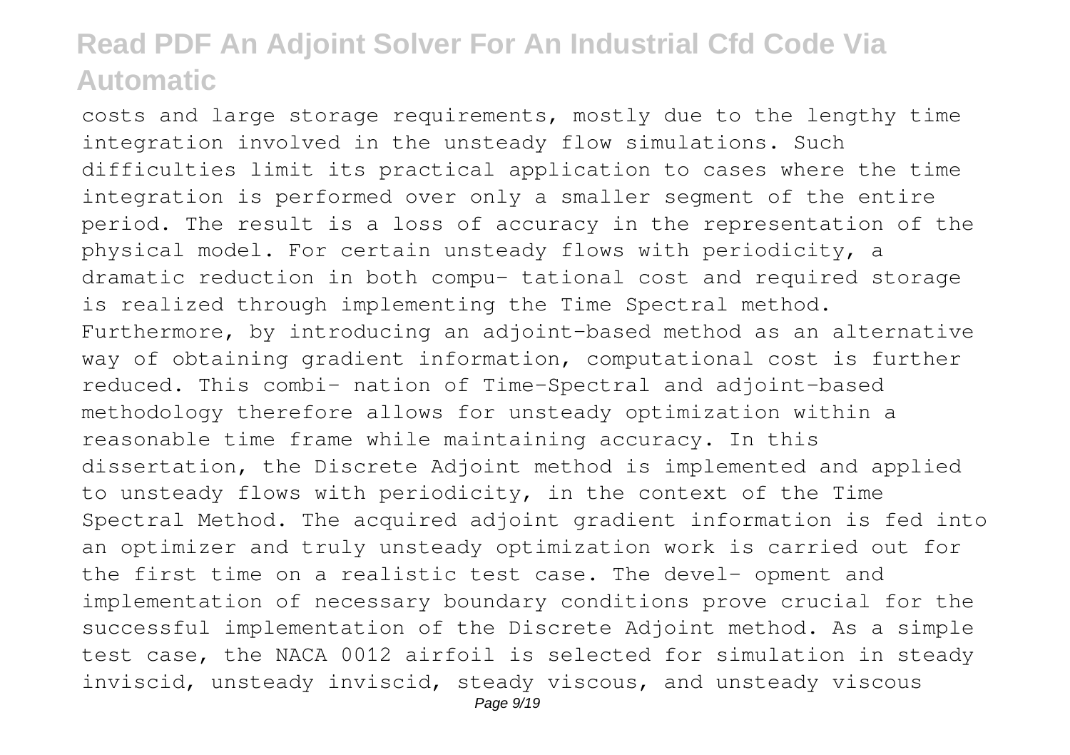costs and large storage requirements, mostly due to the lengthy time integration involved in the unsteady flow simulations. Such difficulties limit its practical application to cases where the time integration is performed over only a smaller segment of the entire period. The result is a loss of accuracy in the representation of the physical model. For certain unsteady flows with periodicity, a dramatic reduction in both compu- tational cost and required storage is realized through implementing the Time Spectral method. Furthermore, by introducing an adjoint-based method as an alternative way of obtaining gradient information, computational cost is further reduced. This combi- nation of Time-Spectral and adjoint-based methodology therefore allows for unsteady optimization within a reasonable time frame while maintaining accuracy. In this dissertation, the Discrete Adjoint method is implemented and applied to unsteady flows with periodicity, in the context of the Time Spectral Method. The acquired adjoint gradient information is fed into an optimizer and truly unsteady optimization work is carried out for the first time on a realistic test case. The devel- opment and implementation of necessary boundary conditions prove crucial for the successful implementation of the Discrete Adjoint method. As a simple test case, the NACA 0012 airfoil is selected for simulation in steady inviscid, unsteady inviscid, steady viscous, and unsteady viscous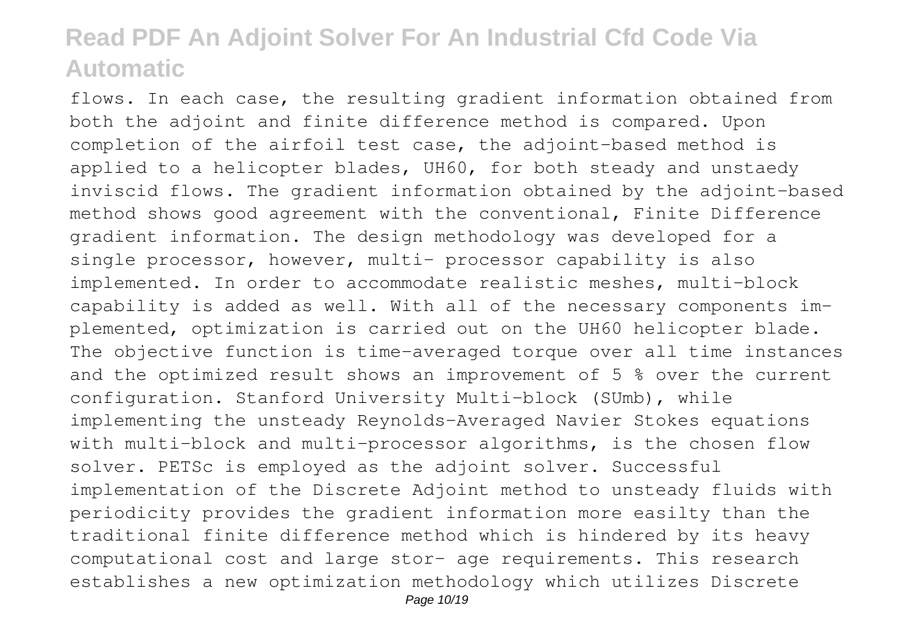flows. In each case, the resulting gradient information obtained from both the adjoint and finite difference method is compared. Upon completion of the airfoil test case, the adjoint-based method is applied to a helicopter blades, UH60, for both steady and unstaedy inviscid flows. The gradient information obtained by the adjoint-based method shows good agreement with the conventional, Finite Difference gradient information. The design methodology was developed for a single processor, however, multi- processor capability is also implemented. In order to accommodate realistic meshes, multi-block capability is added as well. With all of the necessary components im- plemented, optimization is carried out on the UH60 helicopter blade. The objective function is time-averaged torque over all time instances and the optimized result shows an improvement of 5 % over the current configuration. Stanford University Multi-block (SUmb), while implementing the unsteady Reynolds-Averaged Navier Stokes equations with multi-block and multi-processor algorithms, is the chosen flow solver. PETSc is employed as the adjoint solver. Successful implementation of the Discrete Adjoint method to unsteady fluids with periodicity provides the gradient information more easilty than the traditional finite difference method which is hindered by its heavy computational cost and large stor- age requirements. This research establishes a new optimization methodology which utilizes Discrete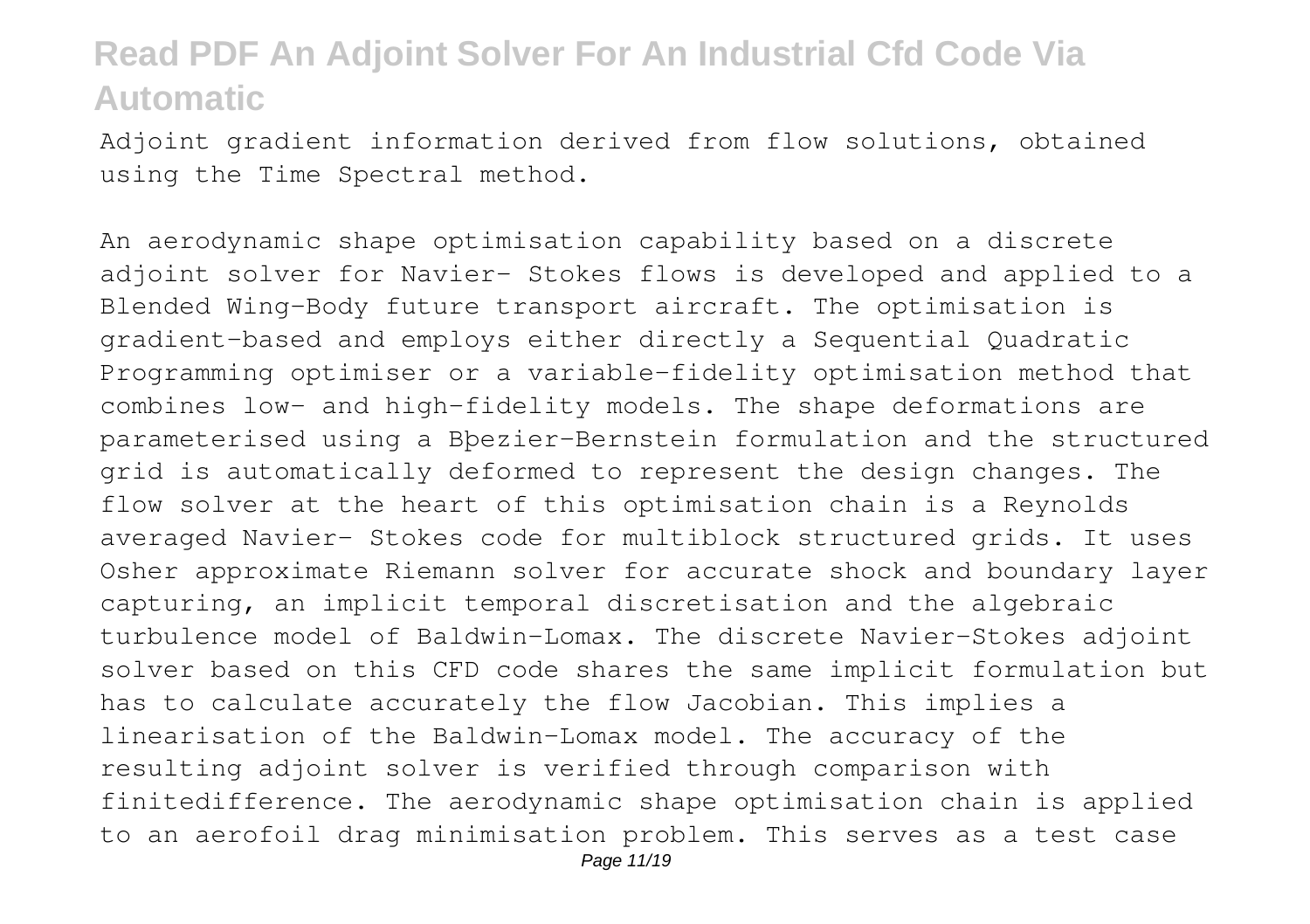Adjoint gradient information derived from flow solutions, obtained using the Time Spectral method.

An aerodynamic shape optimisation capability based on a discrete adjoint solver for Navier- Stokes flows is developed and applied to a Blended Wing-Body future transport aircraft. The optimisation is gradient-based and employs either directly a Sequential Quadratic Programming optimiser or a variable-fidelity optimisation method that combines low- and high-fidelity models. The shape deformations are parameterised using a Bþezier-Bernstein formulation and the structured grid is automatically deformed to represent the design changes. The flow solver at the heart of this optimisation chain is a Reynolds averaged Navier- Stokes code for multiblock structured grids. It uses Osher approximate Riemann solver for accurate shock and boundary layer capturing, an implicit temporal discretisation and the algebraic turbulence model of Baldwin-Lomax. The discrete Navier-Stokes adjoint solver based on this CFD code shares the same implicit formulation but has to calculate accurately the flow Jacobian. This implies a linearisation of the Baldwin-Lomax model. The accuracy of the resulting adjoint solver is verified through comparison with finitedifference. The aerodynamic shape optimisation chain is applied to an aerofoil drag minimisation problem. This serves as a test case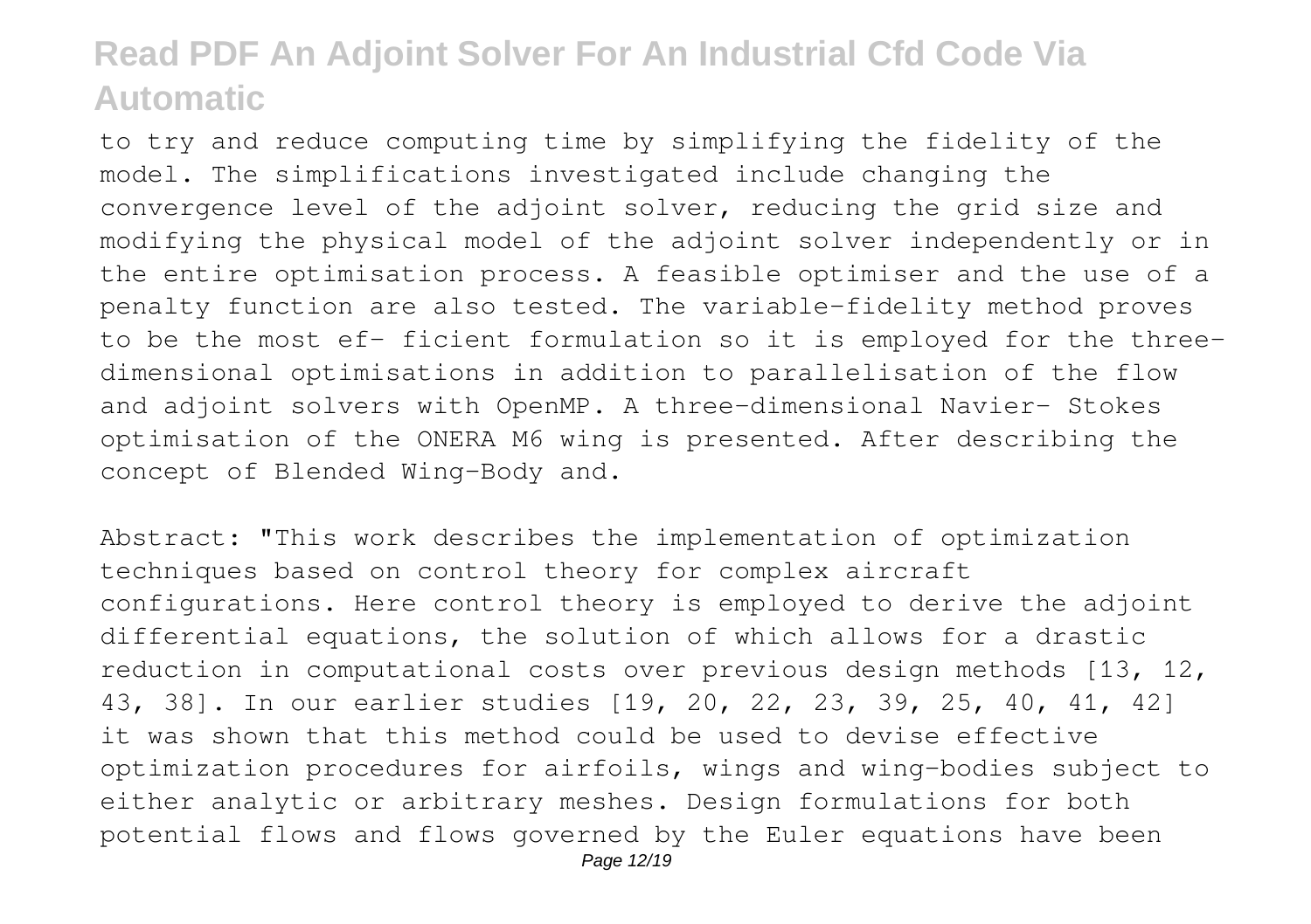to try and reduce computing time by simplifying the fidelity of the model. The simplifications investigated include changing the convergence level of the adjoint solver, reducing the grid size and modifying the physical model of the adjoint solver independently or in the entire optimisation process. A feasible optimiser and the use of a penalty function are also tested. The variable-fidelity method proves to be the most ef- ficient formulation so it is employed for the three-dimensional optimisations in addition to parallelisation of the flow and adjoint solvers with OpenMP. A three-dimensional Navier- Stokes optimisation of the ONERA M6 wing is presented. After describing the concept of Blended Wing-Body and.

Abstract: "This work describes the implementation of optimization techniques based on control theory for complex aircraft configurations. Here control theory is employed to derive the adjoint differential equations, the solution of which allows for a drastic reduction in computational costs over previous design methods [13, 12, 43, 38]. In our earlier studies [19, 20, 22, 23, 39, 25, 40, 41, 42] it was shown that this method could be used to devise effective optimization procedures for airfoils, wings and wing-bodies subject to either analytic or arbitrary meshes. Design formulations for both potential flows and flows governed by the Euler equations have been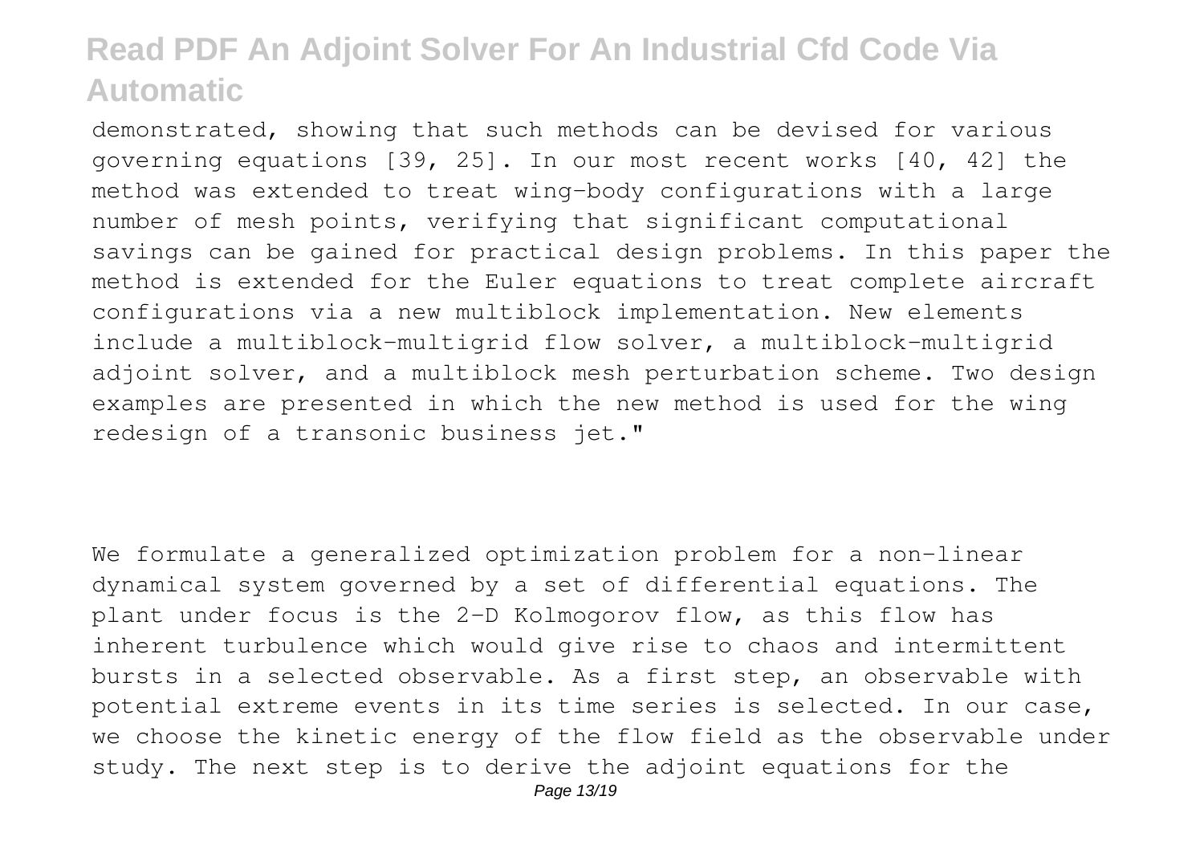demonstrated, showing that such methods can be devised for various governing equations [39, 25]. In our most recent works [40, 42] the method was extended to treat wing-body configurations with a large number of mesh points, verifying that significant computational savings can be gained for practical design problems. In this paper the method is extended for the Euler equations to treat complete aircraft configurations via a new multiblock implementation. New elements include a multiblock-multigrid flow solver, a multiblock-multigrid adjoint solver, and a multiblock mesh perturbation scheme. Two design examples are presented in which the new method is used for the wing redesign of a transonic business jet."

We formulate a generalized optimization problem for a non-linear dynamical system governed by a set of differential equations. The plant under focus is the 2-D Kolmogorov flow, as this flow has inherent turbulence which would give rise to chaos and intermittent bursts in a selected observable. As a first step, an observable with potential extreme events in its time series is selected. In our case, we choose the kinetic energy of the flow field as the observable under study. The next step is to derive the adjoint equations for the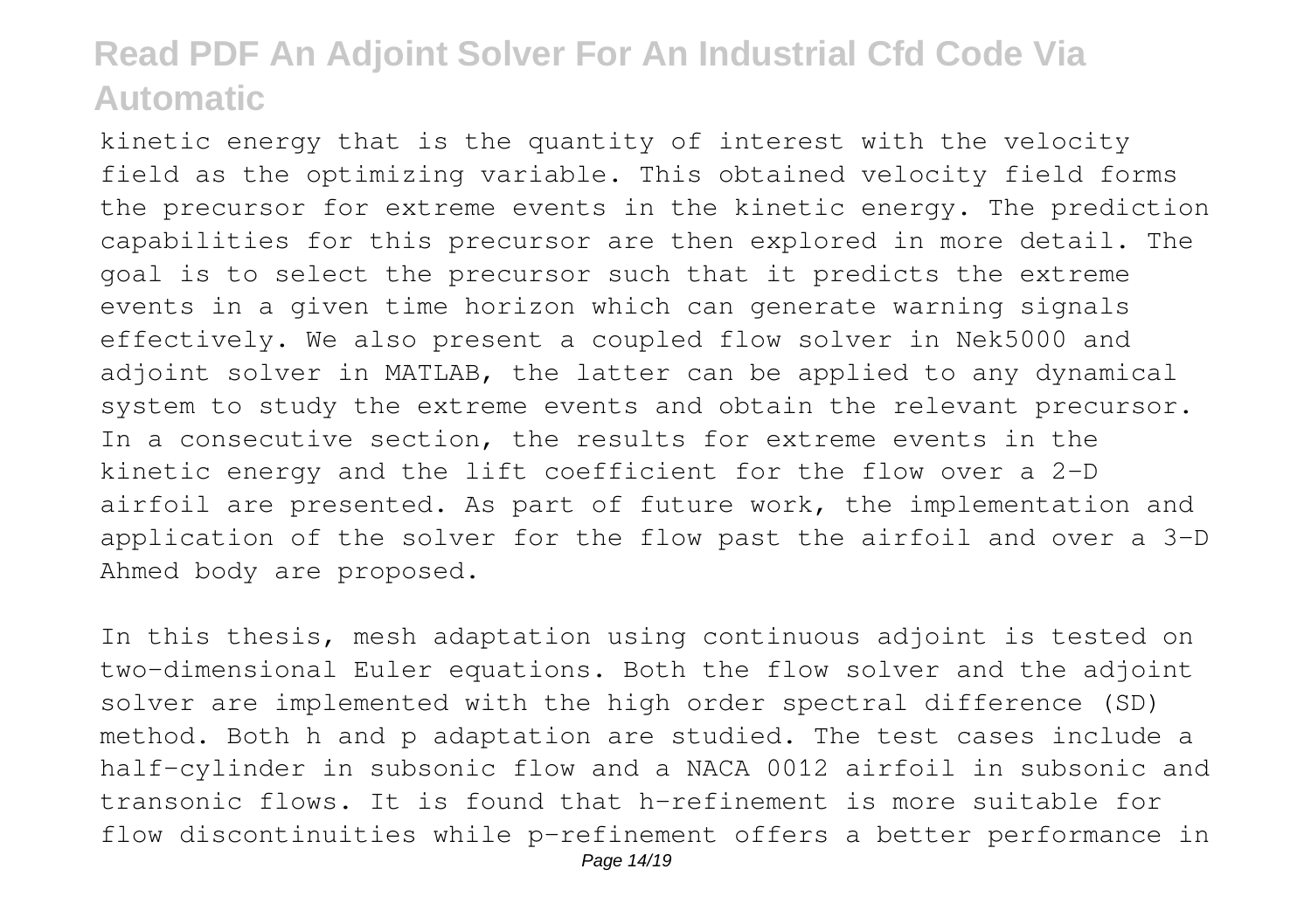kinetic energy that is the quantity of interest with the velocity field as the optimizing variable. This obtained velocity field forms the precursor for extreme events in the kinetic energy. The prediction capabilities for this precursor are then explored in more detail. The goal is to select the precursor such that it predicts the extreme events in a given time horizon which can generate warning signals effectively. We also present a coupled flow solver in Nek5000 and adjoint solver in MATLAB, the latter can be applied to any dynamical system to study the extreme events and obtain the relevant precursor. In a consecutive section, the results for extreme events in the kinetic energy and the lift coefficient for the flow over a 2-D airfoil are presented. As part of future work, the implementation and application of the solver for the flow past the airfoil and over a 3-D Ahmed body are proposed.

In this thesis, mesh adaptation using continuous adjoint is tested on two-dimensional Euler equations. Both the flow solver and the adjoint solver are implemented with the high order spectral difference (SD) method. Both h and p adaptation are studied. The test cases include a half-cylinder in subsonic flow and a NACA 0012 airfoil in subsonic and transonic flows. It is found that h-refinement is more suitable for flow discontinuities while p-refinement offers a better performance in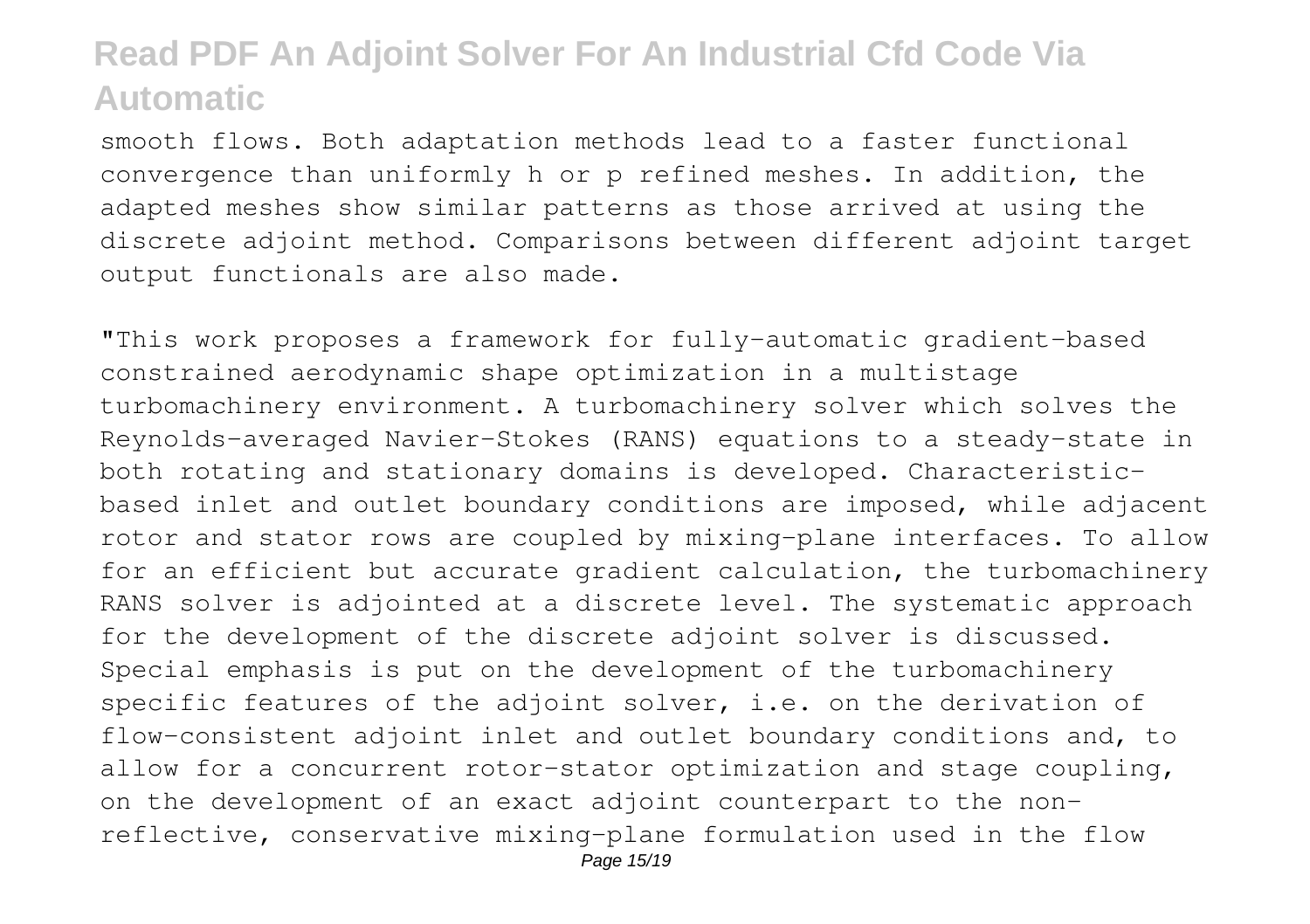smooth flows. Both adaptation methods lead to a faster functional convergence than uniformly h or p refined meshes. In addition, the adapted meshes show similar patterns as those arrived at using the discrete adjoint method. Comparisons between different adjoint target output functionals are also made.

"This work proposes a framework for fully-automatic gradient-based constrained aerodynamic shape optimization in a multistage turbomachinery environment. A turbomachinery solver which solves the Reynolds-averaged Navier-Stokes (RANS) equations to a steady-state in both rotating and stationary domains is developed. Characteristic-based inlet and outlet boundary conditions are imposed, while adjacent rotor and stator rows are coupled by mixing-plane interfaces. To allow for an efficient but accurate gradient calculation, the turbomachinery RANS solver is adjointed at a discrete level. The systematic approach for the development of the discrete adjoint solver is discussed. Special emphasis is put on the development of the turbomachinery specific features of the adjoint solver, i.e. on the derivation of flow-consistent adjoint inlet and outlet boundary conditions and, to allow for a concurrent rotor-stator optimization and stage coupling, on the development of an exact adjoint counterpart to the non-reflective, conservative mixing-plane formulation used in the flow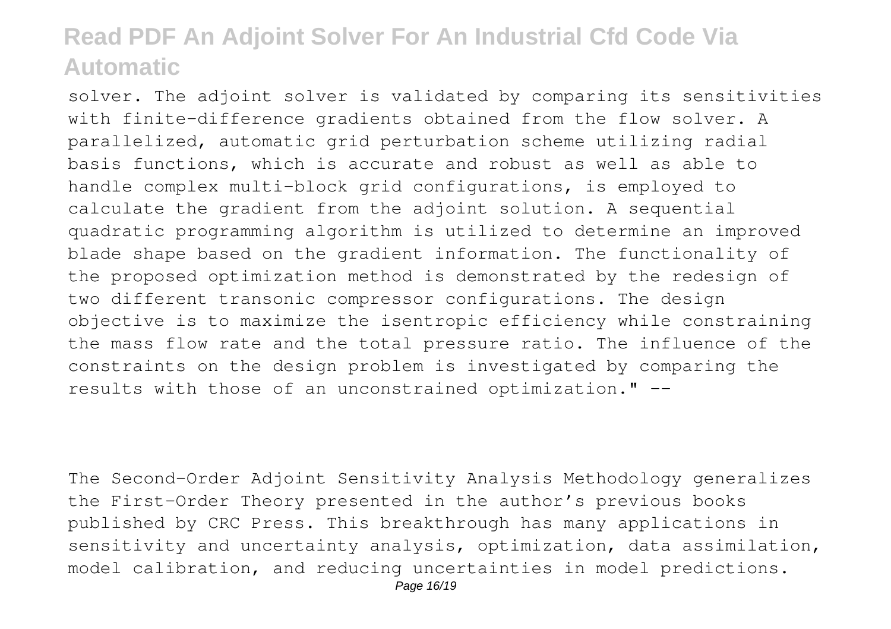solver. The adjoint solver is validated by comparing its sensitivities with finite-difference gradients obtained from the flow solver. A parallelized, automatic grid perturbation scheme utilizing radial basis functions, which is accurate and robust as well as able to handle complex multi-block grid configurations, is employed to calculate the gradient from the adjoint solution. A sequential quadratic programming algorithm is utilized to determine an improved blade shape based on the gradient information. The functionality of the proposed optimization method is demonstrated by the redesign of two different transonic compressor configurations. The design objective is to maximize the isentropic efficiency while constraining the mass flow rate and the total pressure ratio. The influence of the constraints on the design problem is investigated by comparing the results with those of an unconstrained optimization." --

The Second-Order Adjoint Sensitivity Analysis Methodology generalizes the First-Order Theory presented in the author's previous books published by CRC Press. This breakthrough has many applications in sensitivity and uncertainty analysis, optimization, data assimilation, model calibration, and reducing uncertainties in model predictions.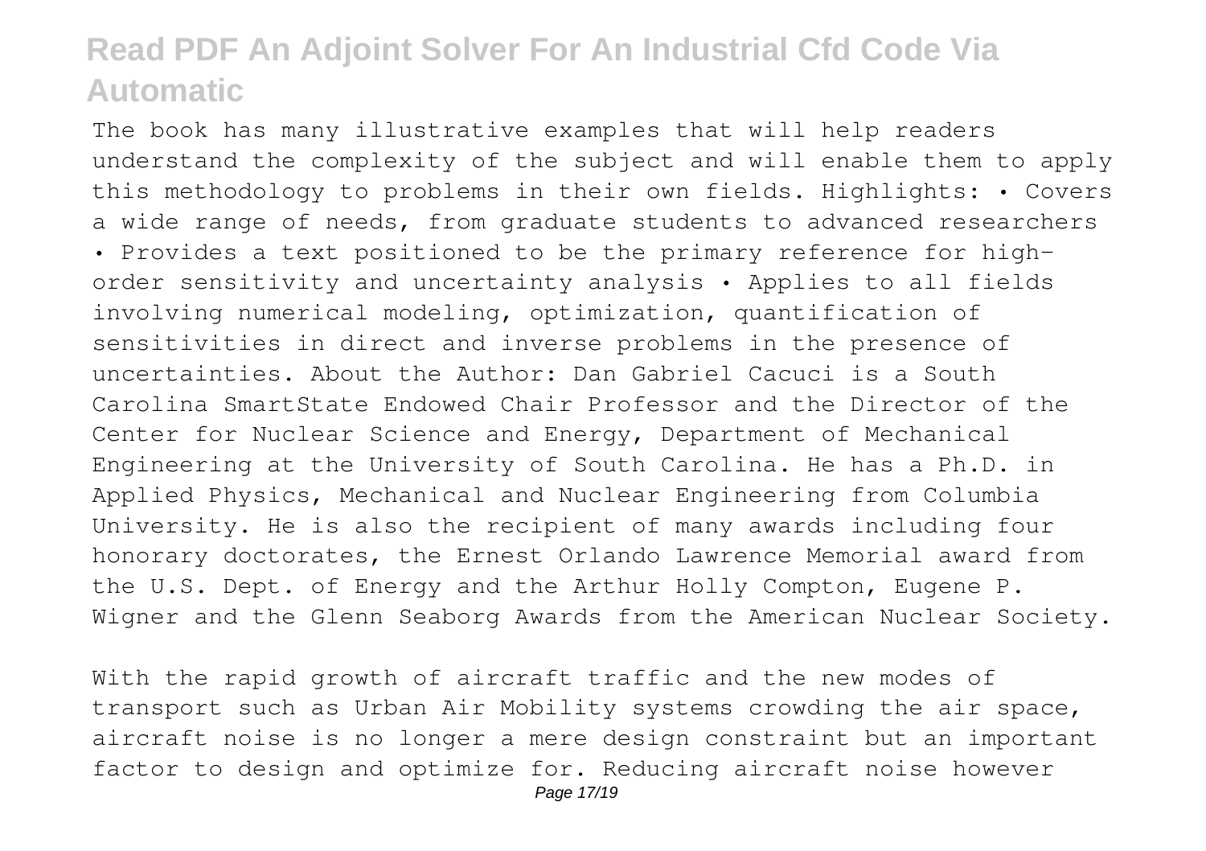The book has many illustrative examples that will help readers understand the complexity of the subject and will enable them to apply this methodology to problems in their own fields. Highlights: • Covers a wide range of needs, from graduate students to advanced researchers • Provides a text positioned to be the primary reference for high-order sensitivity and uncertainty analysis • Applies to all fields involving numerical modeling, optimization, quantification of sensitivities in direct and inverse problems in the presence of uncertainties. About the Author: Dan Gabriel Cacuci is a South Carolina SmartState Endowed Chair Professor and the Director of the Center for Nuclear Science and Energy, Department of Mechanical Engineering at the University of South Carolina. He has a Ph.D. in Applied Physics, Mechanical and Nuclear Engineering from Columbia University. He is also the recipient of many awards including four honorary doctorates, the Ernest Orlando Lawrence Memorial award from the U.S. Dept. of Energy and the Arthur Holly Compton, Eugene P. Wigner and the Glenn Seaborg Awards from the American Nuclear Society.

With the rapid growth of aircraft traffic and the new modes of transport such as Urban Air Mobility systems crowding the air space, aircraft noise is no longer a mere design constraint but an important factor to design and optimize for. Reducing aircraft noise however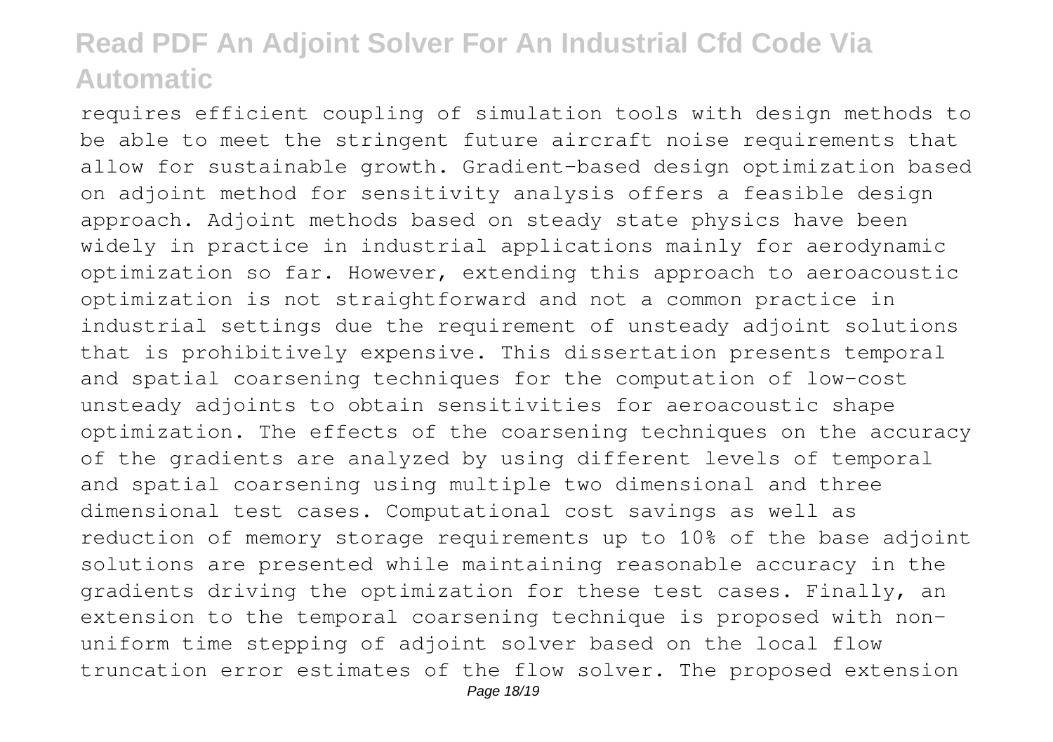requires efficient coupling of simulation tools with design methods to be able to meet the stringent future aircraft noise requirements that allow for sustainable growth. Gradient-based design optimization based on adjoint method for sensitivity analysis offers a feasible design approach. Adjoint methods based on steady state physics have been widely in practice in industrial applications mainly for aerodynamic optimization so far. However, extending this approach to aeroacoustic optimization is not straightforward and not a common practice in industrial settings due the requirement of unsteady adjoint solutions that is prohibitively expensive. This dissertation presents temporal and spatial coarsening techniques for the computation of low-cost unsteady adjoints to obtain sensitivities for aeroacoustic shape optimization. The effects of the coarsening techniques on the accuracy of the gradients are analyzed by using different levels of temporal and spatial coarsening using multiple two dimensional and three dimensional test cases. Computational cost savings as well as reduction of memory storage requirements up to 10% of the base adjoint solutions are presented while maintaining reasonable accuracy in the gradients driving the optimization for these test cases. Finally, an extension to the temporal coarsening technique is proposed with non-uniform time stepping of adjoint solver based on the local flow truncation error estimates of the flow solver. The proposed extension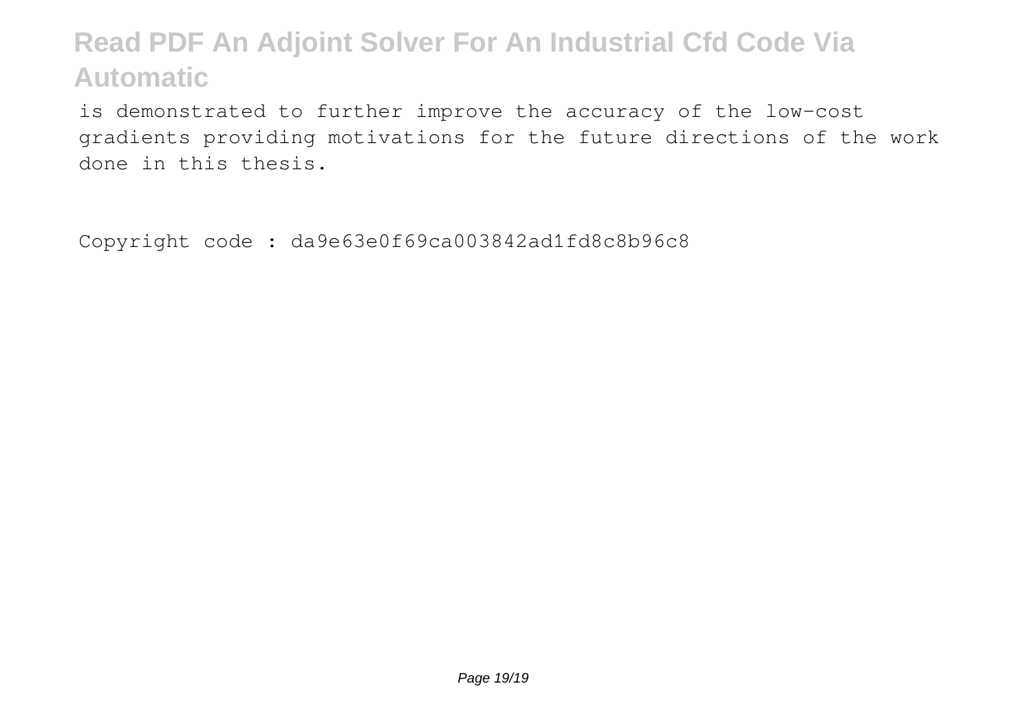is demonstrated to further improve the accuracy of the low-cost gradients providing motivations for the future directions of the work done in this thesis.

Copyright code : da9e63e0f69ca003842ad1fd8c8b96c8